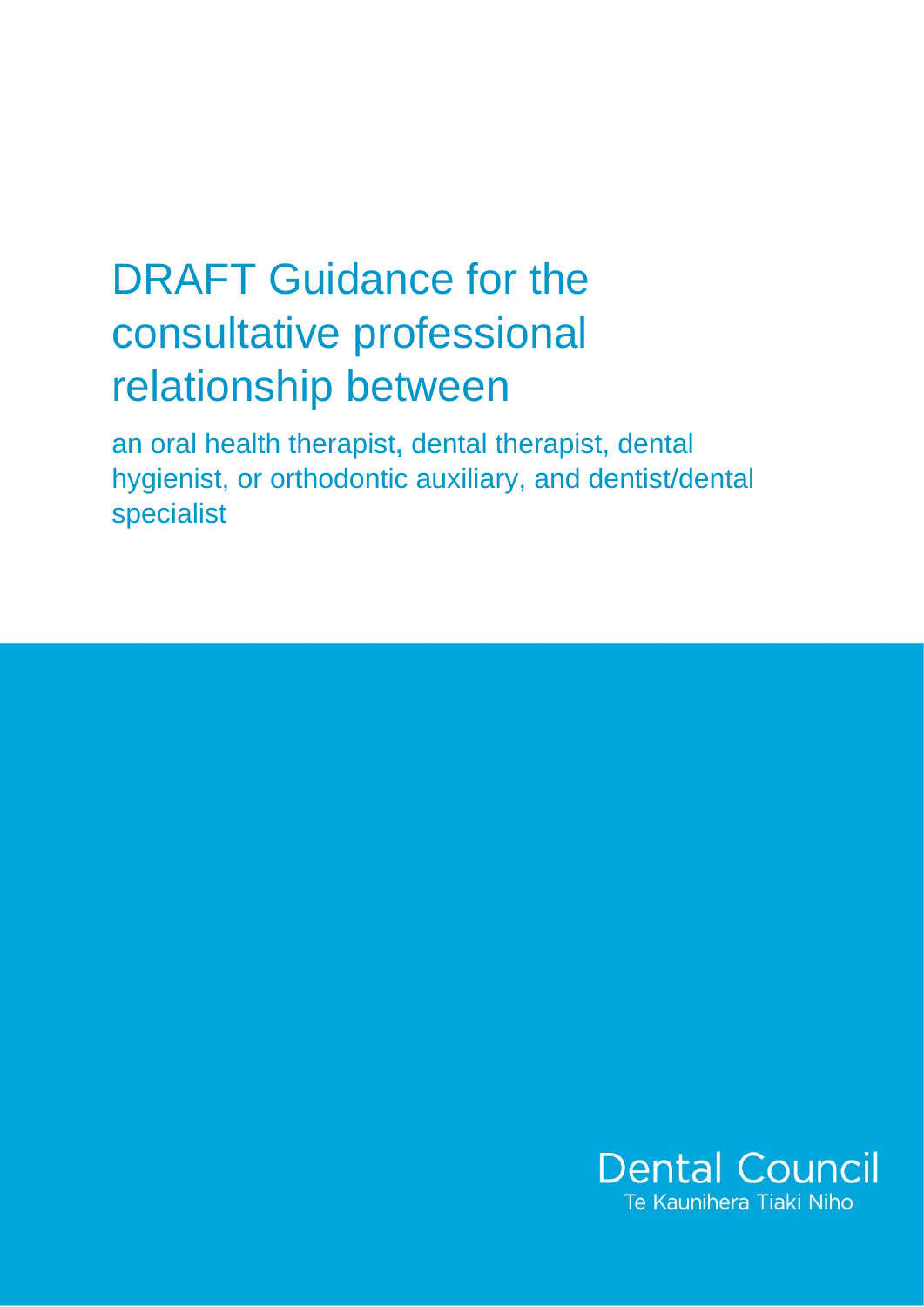# DRAFT Guidance for the consultative professional relationship between

an oral health therapist**,** dental therapist, dental hygienist, or orthodontic auxiliary, and dentist/dental specialist

Dental Council
Te Kaunihera Tiaki Niho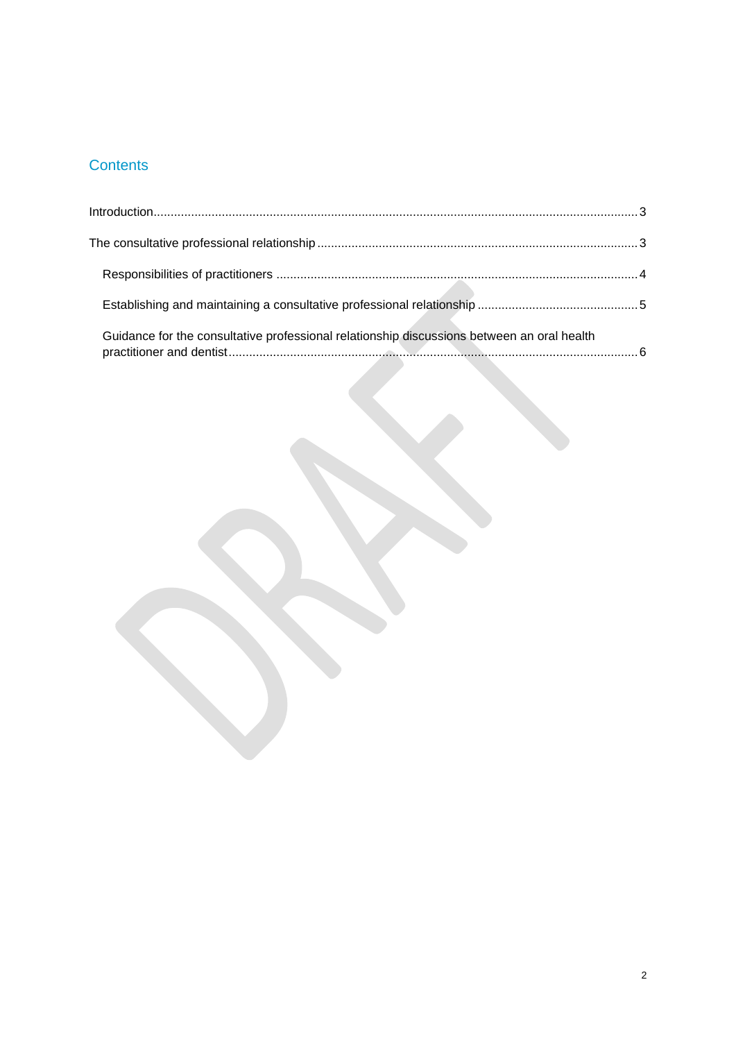## Contents

Introduction.......................................................................................................................................... 3

The consultative professional relationship .......................................................................................... 3

- Responsibilities of practitioners ..................................................................................................... 4
- Establishing and maintaining a consultative professional relationship ............................................ 5
- Guidance for the consultative professional relationship discussions between an oral health practitioner and dentist....................................................................................................................... 6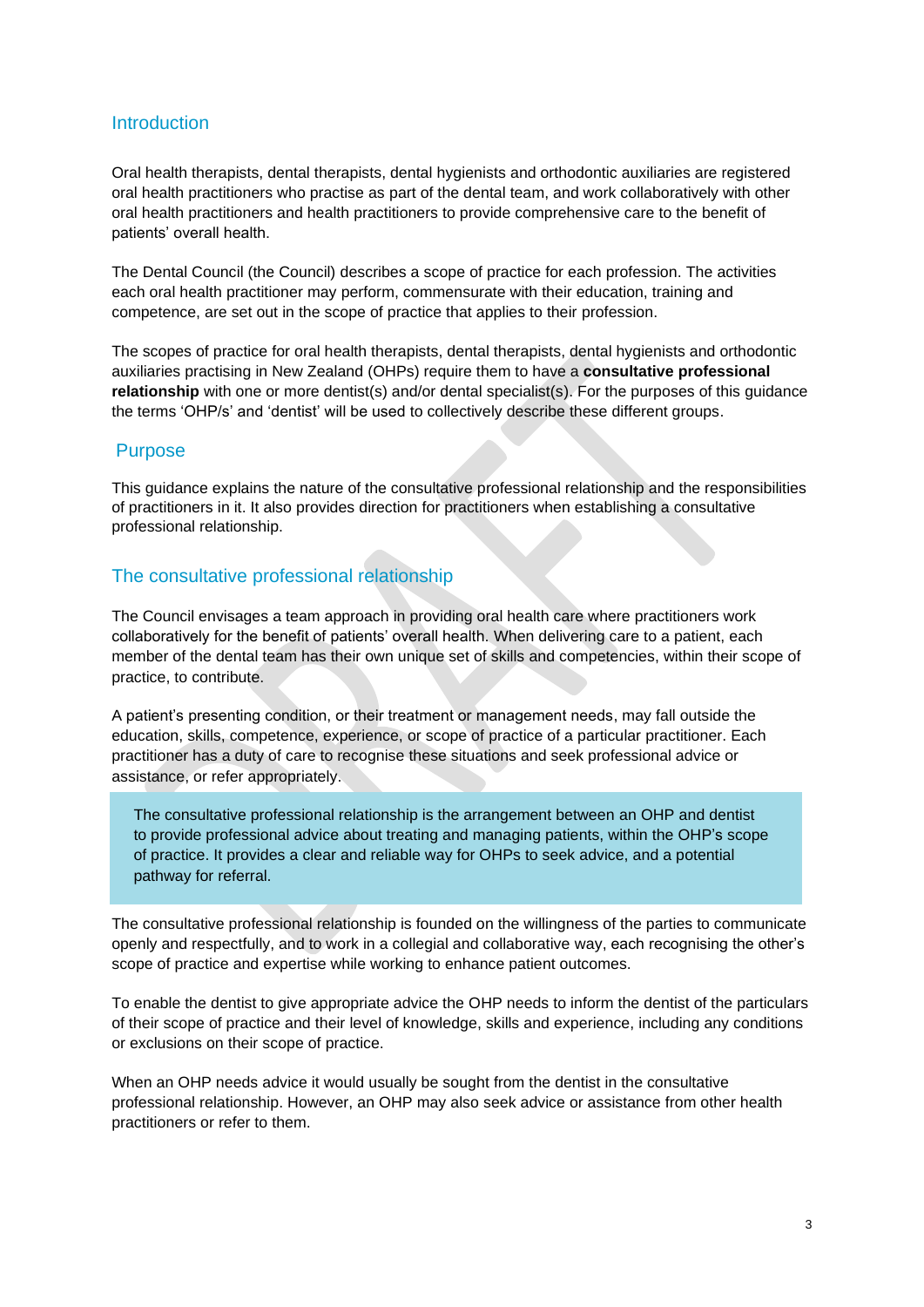## Introduction

Oral health therapists, dental therapists, dental hygienists and orthodontic auxiliaries are registered oral health practitioners who practise as part of the dental team, and work collaboratively with other oral health practitioners and health practitioners to provide comprehensive care to the benefit of patients' overall health.

The Dental Council (the Council) describes a scope of practice for each profession. The activities each oral health practitioner may perform, commensurate with their education, training and competence, are set out in the scope of practice that applies to their profession.

The scopes of practice for oral health therapists, dental therapists, dental hygienists and orthodontic auxiliaries practising in New Zealand (OHPs) require them to have a **consultative professional relationship** with one or more dentist(s) and/or dental specialist(s). For the purposes of this guidance the terms 'OHP/s' and 'dentist' will be used to collectively describe these different groups.

## Purpose

This guidance explains the nature of the consultative professional relationship and the responsibilities of practitioners in it. It also provides direction for practitioners when establishing a consultative professional relationship.

## The consultative professional relationship

The Council envisages a team approach in providing oral health care where practitioners work collaboratively for the benefit of patients' overall health. When delivering care to a patient, each member of the dental team has their own unique set of skills and competencies, within their scope of practice, to contribute.

A patient's presenting condition, or their treatment or management needs, may fall outside the education, skills, competence, experience, or scope of practice of a particular practitioner. Each practitioner has a duty of care to recognise these situations and seek professional advice or assistance, or refer appropriately.

> The consultative professional relationship is the arrangement between an OHP and dentist to provide professional advice about treating and managing patients, within the OHP's scope of practice. It provides a clear and reliable way for OHPs to seek advice, and a potential pathway for referral.

The consultative professional relationship is founded on the willingness of the parties to communicate openly and respectfully, and to work in a collegial and collaborative way, each recognising the other's scope of practice and expertise while working to enhance patient outcomes.

To enable the dentist to give appropriate advice the OHP needs to inform the dentist of the particulars of their scope of practice and their level of knowledge, skills and experience, including any conditions or exclusions on their scope of practice.

When an OHP needs advice it would usually be sought from the dentist in the consultative professional relationship. However, an OHP may also seek advice or assistance from other health practitioners or refer to them.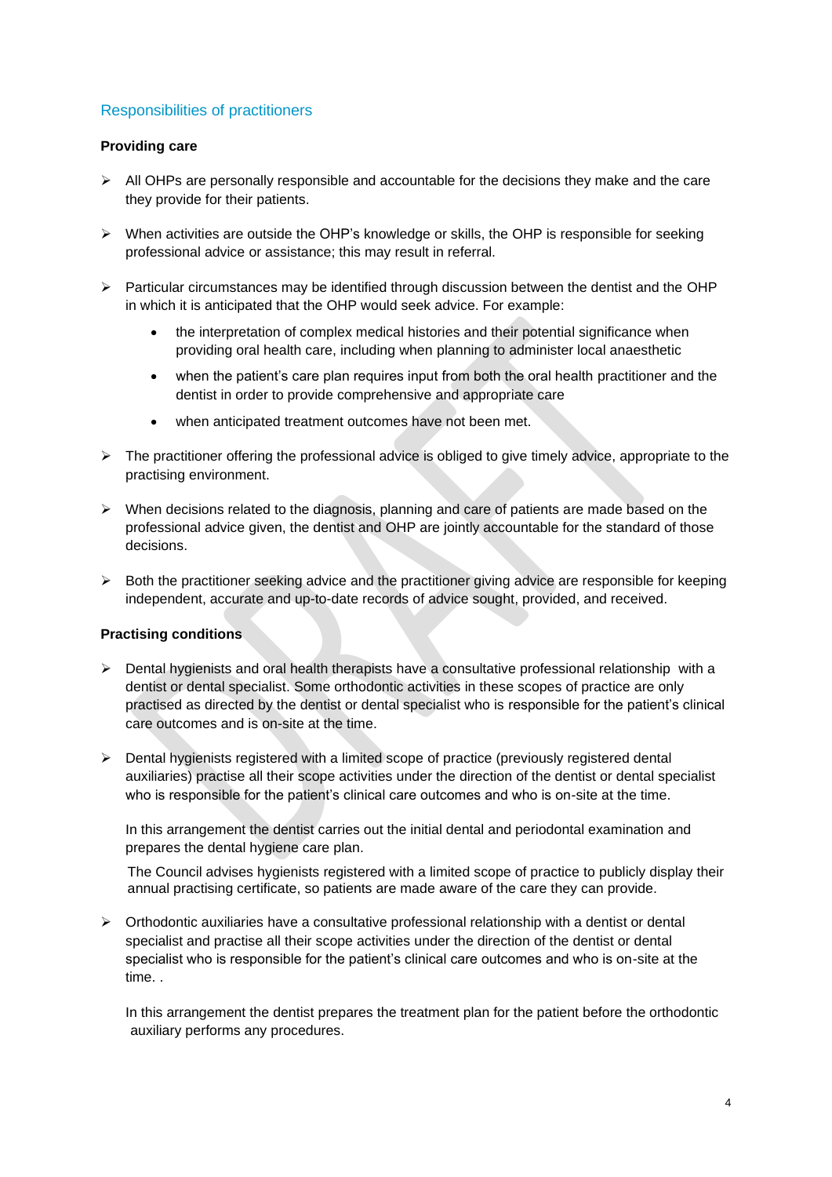## Responsibilities of practitioners

**Providing care**

- All OHPs are personally responsible and accountable for the decisions they make and the care they provide for their patients.
- When activities are outside the OHP's knowledge or skills, the OHP is responsible for seeking professional advice or assistance; this may result in referral.
- Particular circumstances may be identified through discussion between the dentist and the OHP in which it is anticipated that the OHP would seek advice. For example:
  - the interpretation of complex medical histories and their potential significance when providing oral health care, including when planning to administer local anaesthetic
  - when the patient's care plan requires input from both the oral health practitioner and the dentist in order to provide comprehensive and appropriate care
  - when anticipated treatment outcomes have not been met.
- The practitioner offering the professional advice is obliged to give timely advice, appropriate to the practising environment.
- When decisions related to the diagnosis, planning and care of patients are made based on the professional advice given, the dentist and OHP are jointly accountable for the standard of those decisions.
- Both the practitioner seeking advice and the practitioner giving advice are responsible for keeping independent, accurate and up-to-date records of advice sought, provided, and received.

**Practising conditions**

- Dental hygienists and oral health therapists have a consultative professional relationship with a dentist or dental specialist. Some orthodontic activities in these scopes of practice are only practised as directed by the dentist or dental specialist who is responsible for the patient's clinical care outcomes and is on-site at the time.
- Dental hygienists registered with a limited scope of practice (previously registered dental auxiliaries) practise all their scope activities under the direction of the dentist or dental specialist who is responsible for the patient's clinical care outcomes and who is on-site at the time.

  In this arrangement the dentist carries out the initial dental and periodontal examination and prepares the dental hygiene care plan.

  The Council advises hygienists registered with a limited scope of practice to publicly display their annual practising certificate, so patients are made aware of the care they can provide.

- Orthodontic auxiliaries have a consultative professional relationship with a dentist or dental specialist and practise all their scope activities under the direction of the dentist or dental specialist who is responsible for the patient's clinical care outcomes and who is on-site at the time. .

  In this arrangement the dentist prepares the treatment plan for the patient before the orthodontic auxiliary performs any procedures.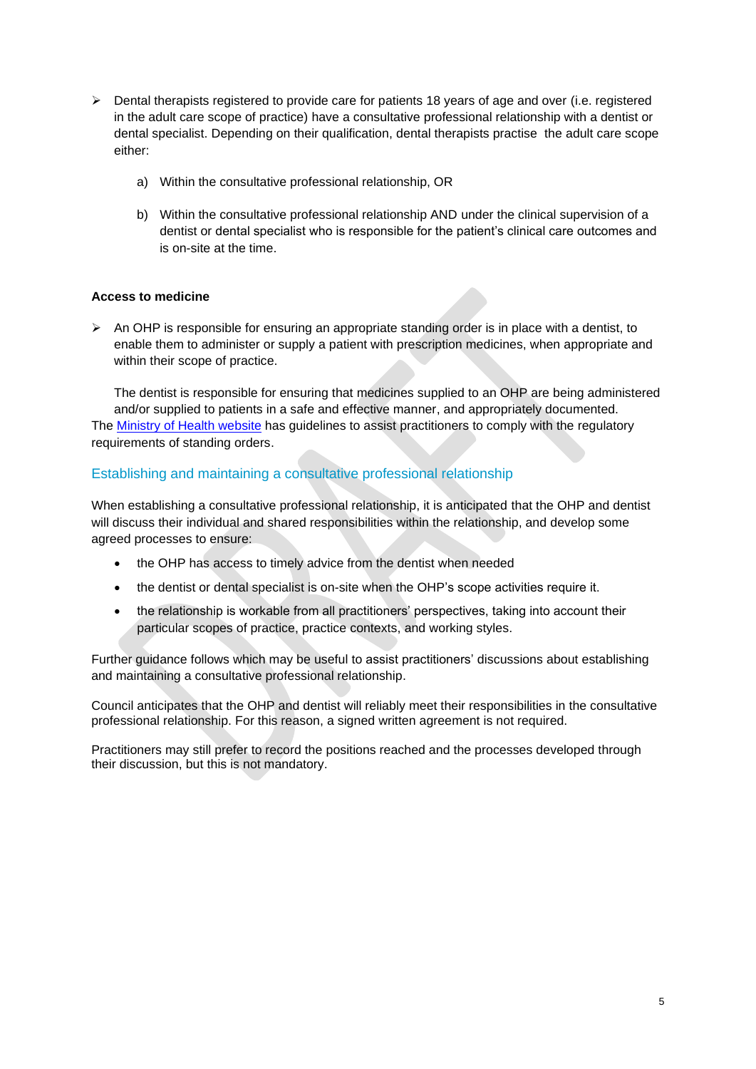- Dental therapists registered to provide care for patients 18 years of age and over (i.e. registered in the adult care scope of practice) have a consultative professional relationship with a dentist or dental specialist. Depending on their qualification, dental therapists practise the adult care scope either:

  a) Within the consultative professional relationship, OR

  b) Within the consultative professional relationship AND under the clinical supervision of a dentist or dental specialist who is responsible for the patient's clinical care outcomes and is on-site at the time.

**Access to medicine**

- An OHP is responsible for ensuring an appropriate standing order is in place with a dentist, to enable them to administer or supply a patient with prescription medicines, when appropriate and within their scope of practice.

  The dentist is responsible for ensuring that medicines supplied to an OHP are being administered and/or supplied to patients in a safe and effective manner, and appropriately documented.

The Ministry of Health website has guidelines to assist practitioners to comply with the regulatory requirements of standing orders.

## Establishing and maintaining a consultative professional relationship

When establishing a consultative professional relationship, it is anticipated that the OHP and dentist will discuss their individual and shared responsibilities within the relationship, and develop some agreed processes to ensure:

- the OHP has access to timely advice from the dentist when needed
- the dentist or dental specialist is on-site when the OHP's scope activities require it.
- the relationship is workable from all practitioners' perspectives, taking into account their particular scopes of practice, practice contexts, and working styles.

Further guidance follows which may be useful to assist practitioners' discussions about establishing and maintaining a consultative professional relationship.

Council anticipates that the OHP and dentist will reliably meet their responsibilities in the consultative professional relationship. For this reason, a signed written agreement is not required.

Practitioners may still prefer to record the positions reached and the processes developed through their discussion, but this is not mandatory.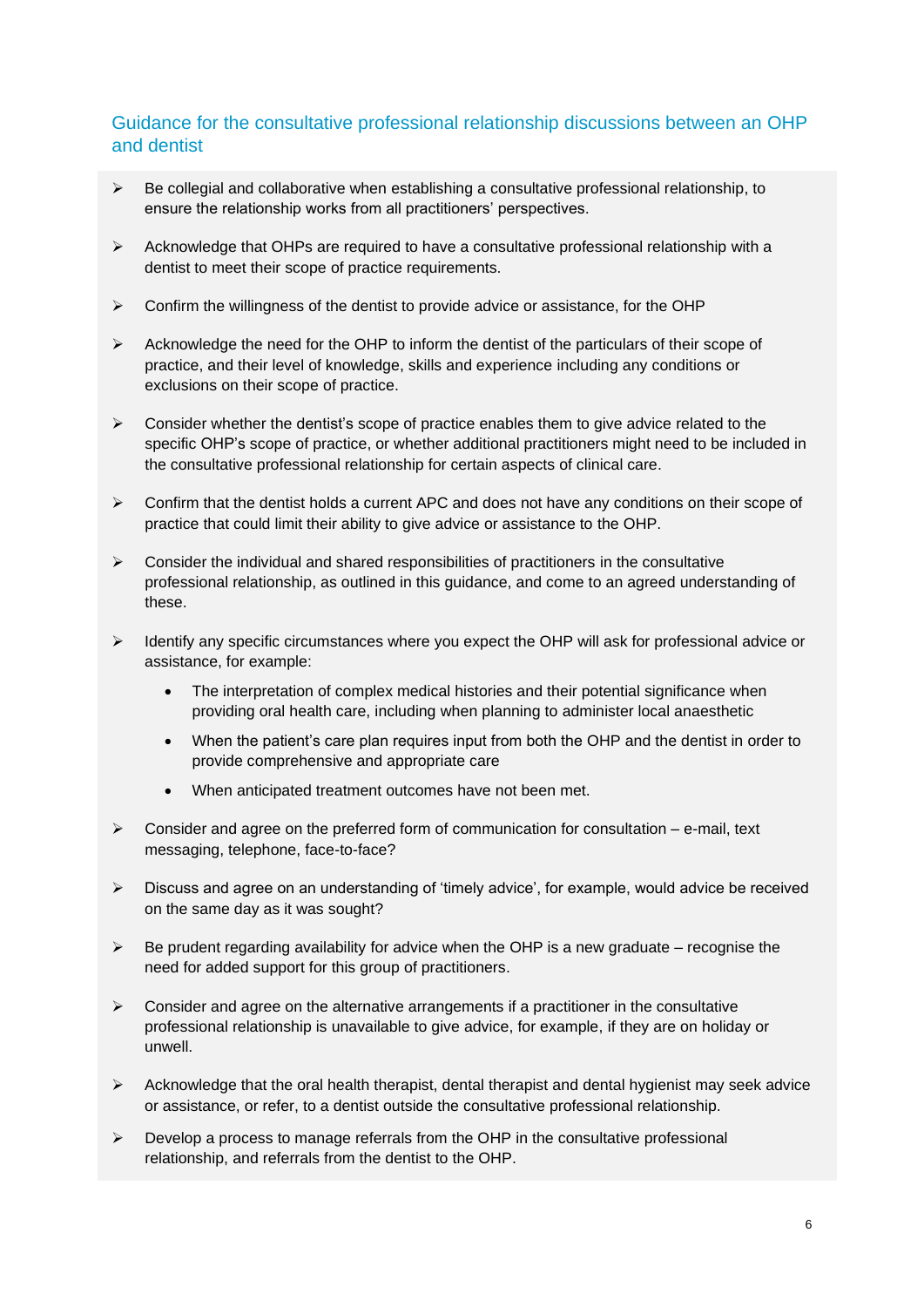## Guidance for the consultative professional relationship discussions between an OHP and dentist

- Be collegial and collaborative when establishing a consultative professional relationship, to ensure the relationship works from all practitioners' perspectives.
- Acknowledge that OHPs are required to have a consultative professional relationship with a dentist to meet their scope of practice requirements.
- Confirm the willingness of the dentist to provide advice or assistance, for the OHP
- Acknowledge the need for the OHP to inform the dentist of the particulars of their scope of practice, and their level of knowledge, skills and experience including any conditions or exclusions on their scope of practice.
- Consider whether the dentist's scope of practice enables them to give advice related to the specific OHP's scope of practice, or whether additional practitioners might need to be included in the consultative professional relationship for certain aspects of clinical care.
- Confirm that the dentist holds a current APC and does not have any conditions on their scope of practice that could limit their ability to give advice or assistance to the OHP.
- Consider the individual and shared responsibilities of practitioners in the consultative professional relationship, as outlined in this guidance, and come to an agreed understanding of these.
- Identify any specific circumstances where you expect the OHP will ask for professional advice or assistance, for example:
  - The interpretation of complex medical histories and their potential significance when providing oral health care, including when planning to administer local anaesthetic
  - When the patient's care plan requires input from both the OHP and the dentist in order to provide comprehensive and appropriate care
  - When anticipated treatment outcomes have not been met.
- Consider and agree on the preferred form of communication for consultation – e-mail, text messaging, telephone, face-to-face?
- Discuss and agree on an understanding of 'timely advice', for example, would advice be received on the same day as it was sought?
- Be prudent regarding availability for advice when the OHP is a new graduate – recognise the need for added support for this group of practitioners.
- Consider and agree on the alternative arrangements if a practitioner in the consultative professional relationship is unavailable to give advice, for example, if they are on holiday or unwell.
- Acknowledge that the oral health therapist, dental therapist and dental hygienist may seek advice or assistance, or refer, to a dentist outside the consultative professional relationship.
- Develop a process to manage referrals from the OHP in the consultative professional relationship, and referrals from the dentist to the OHP.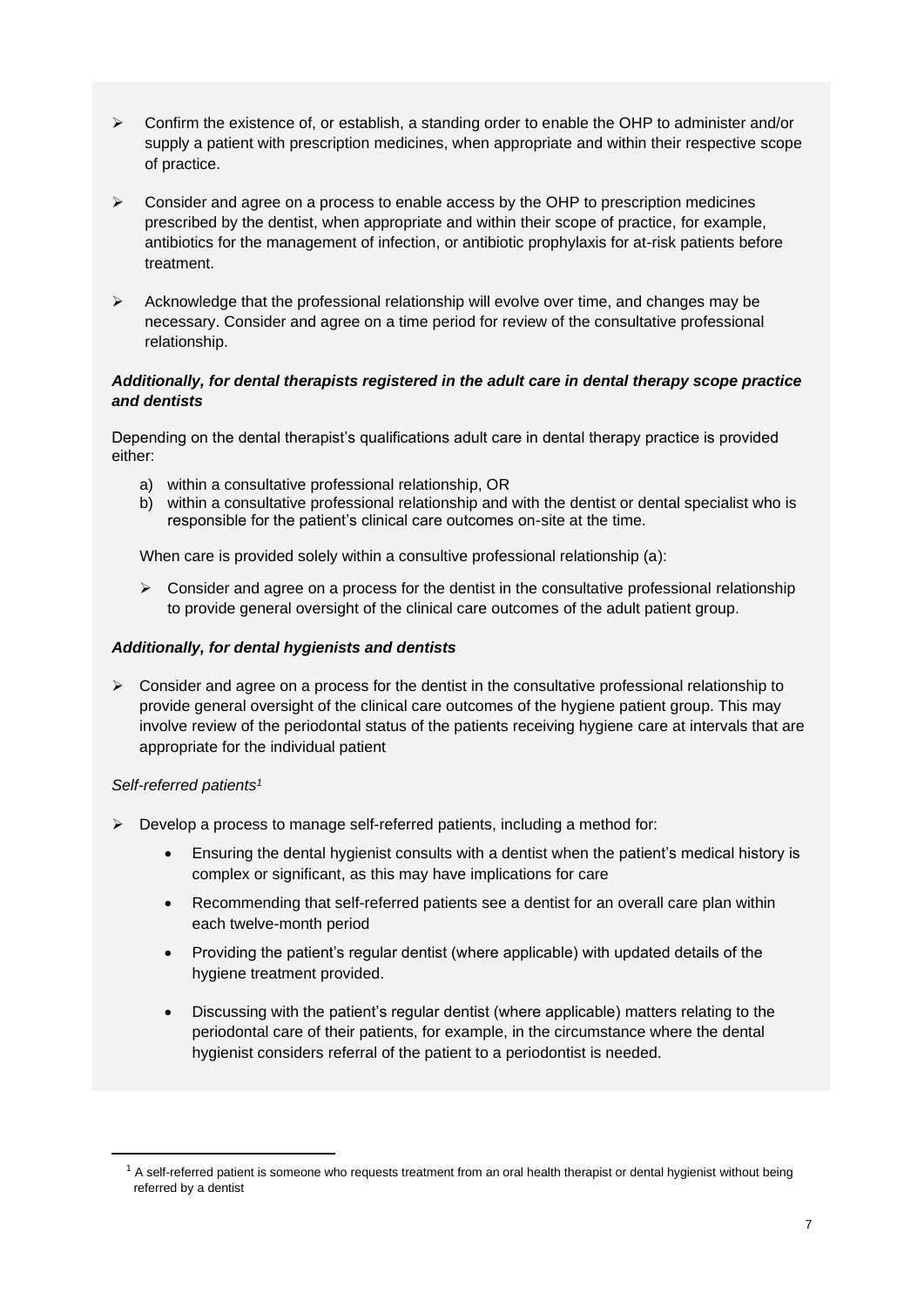- Confirm the existence of, or establish, a standing order to enable the OHP to administer and/or supply a patient with prescription medicines, when appropriate and within their respective scope of practice.

- Consider and agree on a process to enable access by the OHP to prescription medicines prescribed by the dentist, when appropriate and within their scope of practice, for example, antibiotics for the management of infection, or antibiotic prophylaxis for at-risk patients before treatment.

- Acknowledge that the professional relationship will evolve over time, and changes may be necessary. Consider and agree on a time period for review of the consultative professional relationship.

***Additionally, for dental therapists registered in the adult care in dental therapy scope practice and dentists***

Depending on the dental therapist's qualifications adult care in dental therapy practice is provided either:

a) within a consultative professional relationship, OR
b) within a consultative professional relationship and with the dentist or dental specialist who is responsible for the patient's clinical care outcomes on-site at the time.

When care is provided solely within a consultive professional relationship (a):

- Consider and agree on a process for the dentist in the consultative professional relationship to provide general oversight of the clinical care outcomes of the adult patient group.

***Additionally, for dental hygienists and dentists***

- Consider and agree on a process for the dentist in the consultative professional relationship to provide general oversight of the clinical care outcomes of the hygiene patient group. This may involve review of the periodontal status of the patients receiving hygiene care at intervals that are appropriate for the individual patient

*Self-referred patients*[1]

- Develop a process to manage self-referred patients, including a method for:
  - Ensuring the dental hygienist consults with a dentist when the patient's medical history is complex or significant, as this may have implications for care
  - Recommending that self-referred patients see a dentist for an overall care plan within each twelve-month period
  - Providing the patient's regular dentist (where applicable) with updated details of the hygiene treatment provided.
  - Discussing with the patient's regular dentist (where applicable) matters relating to the periodontal care of their patients, for example, in the circumstance where the dental hygienist considers referral of the patient to a periodontist is needed.

[1] A self-referred patient is someone who requests treatment from an oral health therapist or dental hygienist without being referred by a dentist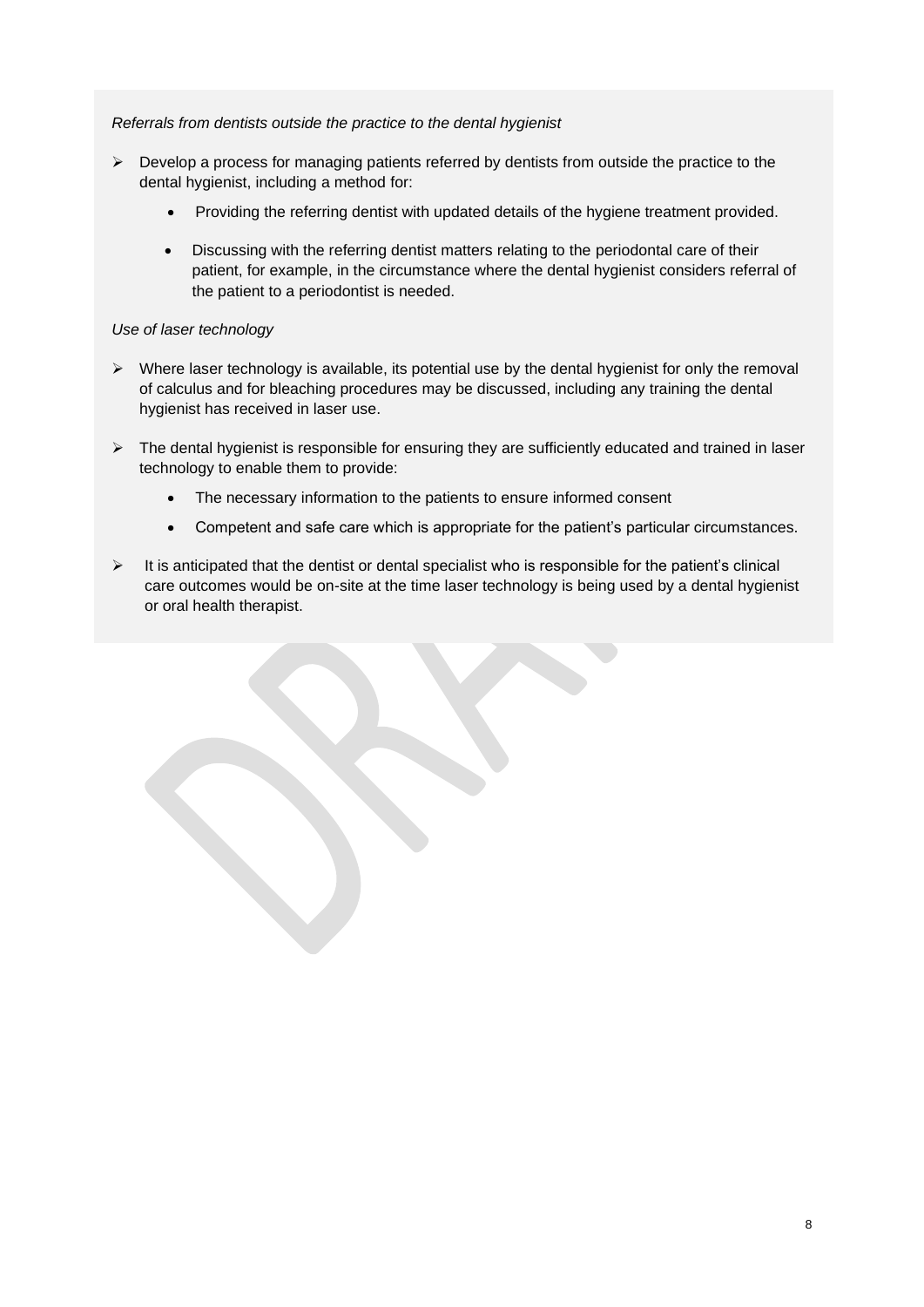*Referrals from dentists outside the practice to the dental hygienist*

- Develop a process for managing patients referred by dentists from outside the practice to the dental hygienist, including a method for:
  - Providing the referring dentist with updated details of the hygiene treatment provided.
  - Discussing with the referring dentist matters relating to the periodontal care of their patient, for example, in the circumstance where the dental hygienist considers referral of the patient to a periodontist is needed.

*Use of laser technology*

- Where laser technology is available, its potential use by the dental hygienist for only the removal of calculus and for bleaching procedures may be discussed, including any training the dental hygienist has received in laser use.
- The dental hygienist is responsible for ensuring they are sufficiently educated and trained in laser technology to enable them to provide:
  - The necessary information to the patients to ensure informed consent
  - Competent and safe care which is appropriate for the patient's particular circumstances.
- It is anticipated that the dentist or dental specialist who is responsible for the patient's clinical care outcomes would be on-site at the time laser technology is being used by a dental hygienist or oral health therapist.